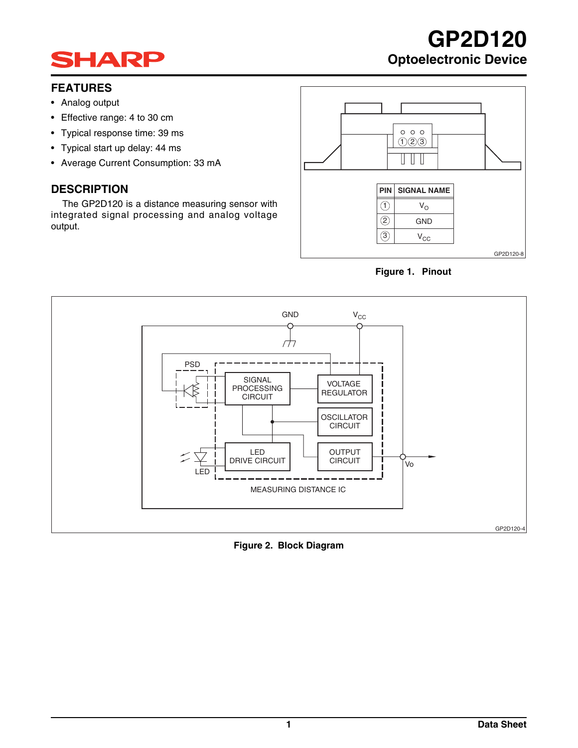# GP2D120

## Optoelectronic Device

## FEATURES

- Analog output
- Effective range: 4 to 30 cm
- Typical response time: 39 ms
- Typical start up delay: 44 ms
- Average Current Consumption: 33 mA

## DESCRIPTION

The GP2D120 is a distance measuring sensor with integrated signal processing and analog voltage output.

| PIN | SIGNAL NAME |
|---|---|
| ① | $V_O$ |
| ② | GND |
| ③ | $V_{CC}$ |

**Figure 1. Pinout**

**Figure 2. Block Diagram**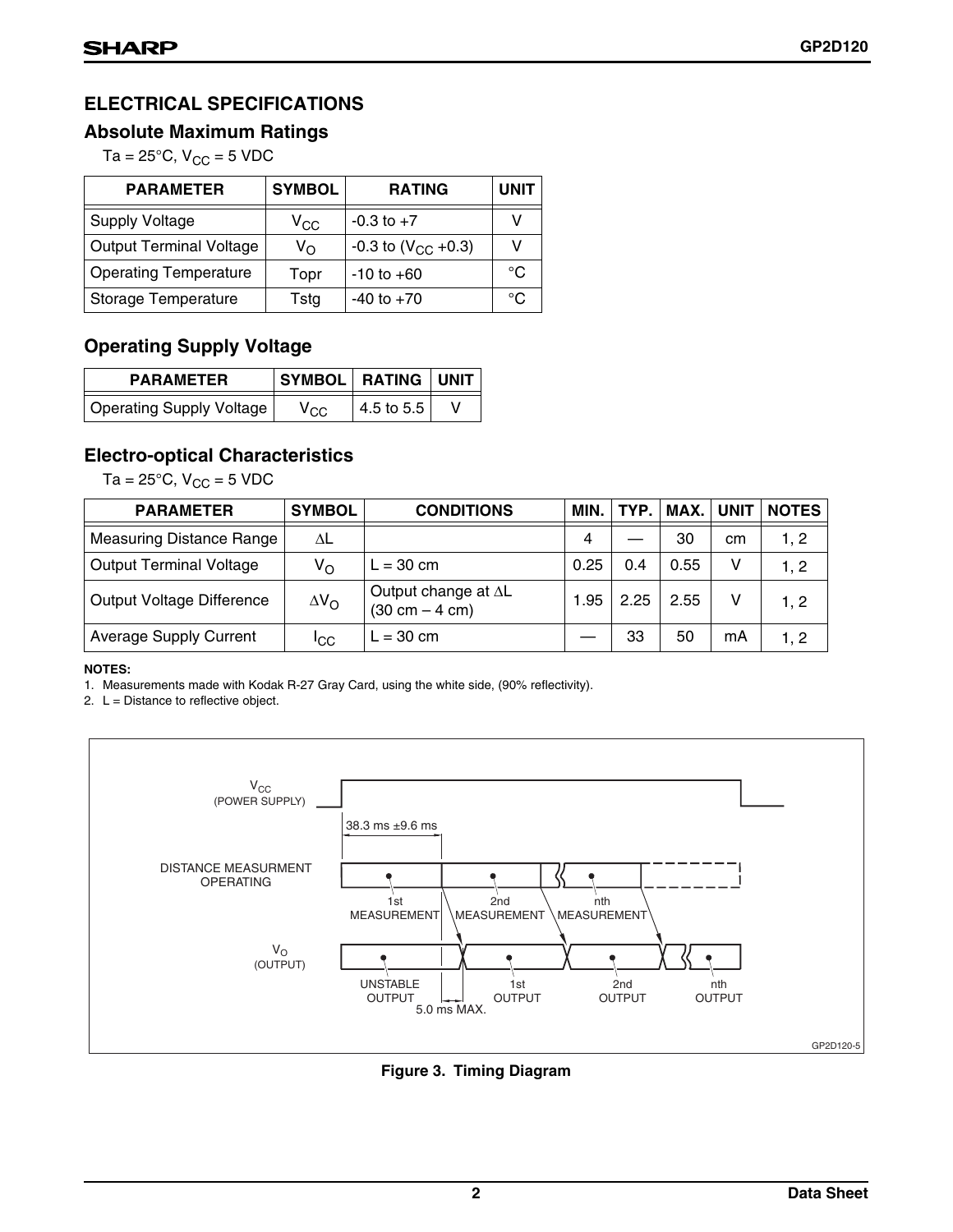## ELECTRICAL SPECIFICATIONS

### Absolute Maximum Ratings

$T_a = 25°C$, $V_{CC} = 5$ VDC

| PARAMETER | SYMBOL | RATING | UNIT |
|---|---|---|---|
| Supply Voltage | $V_{CC}$ | -0.3 to +7 | V |
| Output Terminal Voltage | $V_O$ | -0.3 to ($V_{CC}$ +0.3) | V |
| Operating Temperature | Topr | -10 to +60 | °C |
| Storage Temperature | Tstg | -40 to +70 | °C |

### Operating Supply Voltage

| PARAMETER | SYMBOL | RATING | UNIT |
|---|---|---|---|
| Operating Supply Voltage | $V_{CC}$ | 4.5 to 5.5 | V |

### Electro-optical Characteristics

$T_a = 25°C$, $V_{CC} = 5$ VDC

| PARAMETER | SYMBOL | CONDITIONS | MIN. | TYP. | MAX. | UNIT | NOTES |
|---|---|---|---|---|---|---|---|
| Measuring Distance Range | $\Delta L$ | | 4 | — | 30 | cm | 1, 2 |
| Output Terminal Voltage | $V_O$ | L = 30 cm | 0.25 | 0.4 | 0.55 | V | 1, 2 |
| Output Voltage Difference | $\Delta V_O$ | Output change at $\Delta L$ (30 cm – 4 cm) | 1.95 | 2.25 | 2.55 | V | 1, 2 |
| Average Supply Current | $I_{CC}$ | L = 30 cm | — | 33 | 50 | mA | 1, 2 |

**NOTES:**

1. Measurements made with Kodak R-27 Gray Card, using the white side, (90% reflectivity).
2. L = Distance to reflective object.

$V_{CC}$ (POWER SUPPLY)

38.3 ms ±9.6 ms

DISTANCE MEASURMENT OPERATING

1st MEASUREMENT | 2nd MEASUREMENT | nth MEASUREMENT

$V_O$ (OUTPUT)

UNSTABLE OUTPUT | 1st OUTPUT | 2nd OUTPUT | nth OUTPUT

5.0 ms MAX.

GP2D120-5

**Figure 3. Timing Diagram**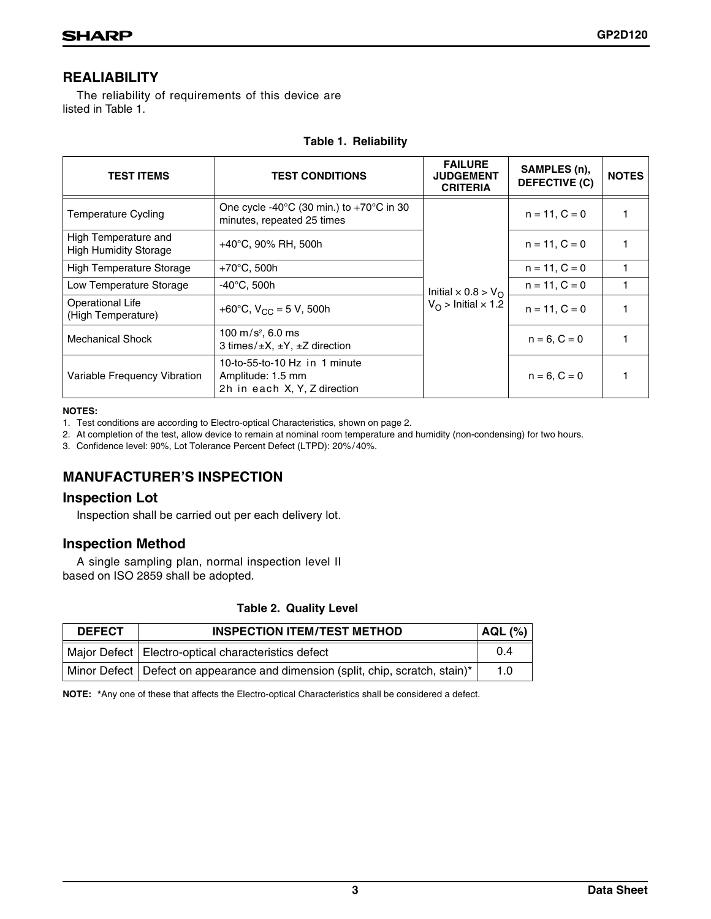## REALIABILITY

The reliability of requirements of this device are listed in Table 1.

**Table 1. Reliability**

| TEST ITEMS | TEST CONDITIONS | FAILURE JUDGEMENT CRITERIA | SAMPLES (n), DEFECTIVE (C) | NOTES |
|---|---|---|---|---|
| Temperature Cycling | One cycle -40°C (30 min.) to +70°C in 30 minutes, repeated 25 times | Initial × 0.8 > $V_O$ $V_O$ > Initial × 1.2 | n = 11, C = 0 | 1 |
| High Temperature and High Humidity Storage | +40°C, 90% RH, 500h | | n = 11, C = 0 | 1 |
| High Temperature Storage | +70°C, 500h | | n = 11, C = 0 | 1 |
| Low Temperature Storage | -40°C, 500h | | n = 11, C = 0 | 1 |
| Operational Life (High Temperature) | +60°C, $V_{CC}$ = 5 V, 500h | | n = 11, C = 0 | 1 |
| Mechanical Shock | 100 m/s², 6.0 ms 3 times/±X, ±Y, ±Z direction | | n = 6, C = 0 | 1 |
| Variable Frequency Vibration | 10-to-55-to-10 Hz in 1 minute Amplitude: 1.5 mm 2h in each X, Y, Z direction | | n = 6, C = 0 | 1 |

**NOTES:**

1. Test conditions are according to Electro-optical Characteristics, shown on page 2.
2. At completion of the test, allow device to remain at nominal room temperature and humidity (non-condensing) for two hours.
3. Confidence level: 90%, Lot Tolerance Percent Defect (LTPD): 20%/40%.

## MANUFACTURER'S INSPECTION

### Inspection Lot

Inspection shall be carried out per each delivery lot.

### Inspection Method

A single sampling plan, normal inspection level II based on ISO 2859 shall be adopted.

**Table 2. Quality Level**

| DEFECT | INSPECTION ITEM/TEST METHOD | AQL (%) |
|---|---|---|
| Major Defect | Electro-optical characteristics defect | 0.4 |
| Minor Defect | Defect on appearance and dimension (split, chip, scratch, stain)* | 1.0 |

**NOTE:** *Any one of these that affects the Electro-optical Characteristics shall be considered a defect.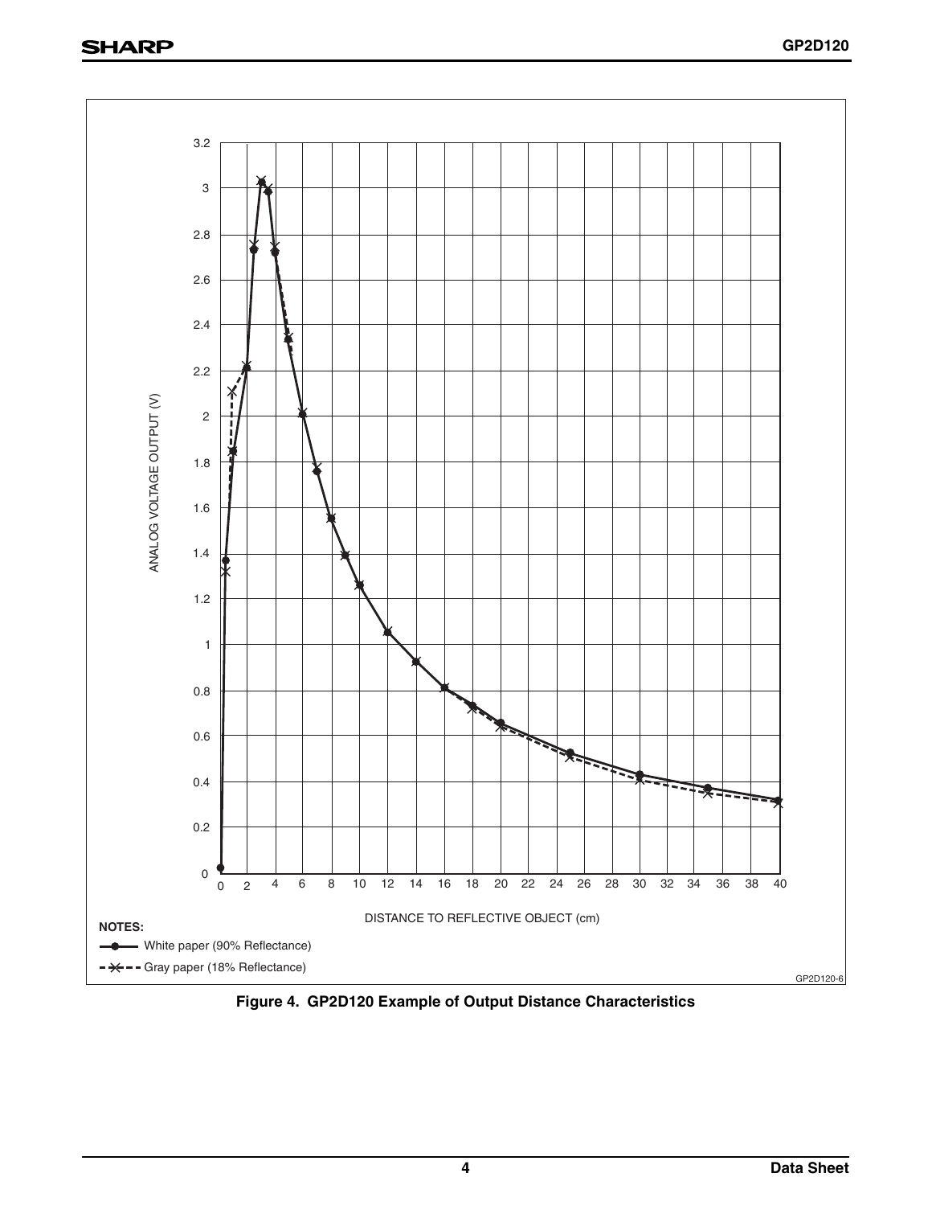ANALOG VOLTAGE OUTPUT (V)

DISTANCE TO REFLECTIVE OBJECT (cm)

**NOTES:**

White paper (90% Reflectance)

Gray paper (18% Reflectance)

GP2D120-6

**Figure 4. GP2D120 Example of Output Distance Characteristics**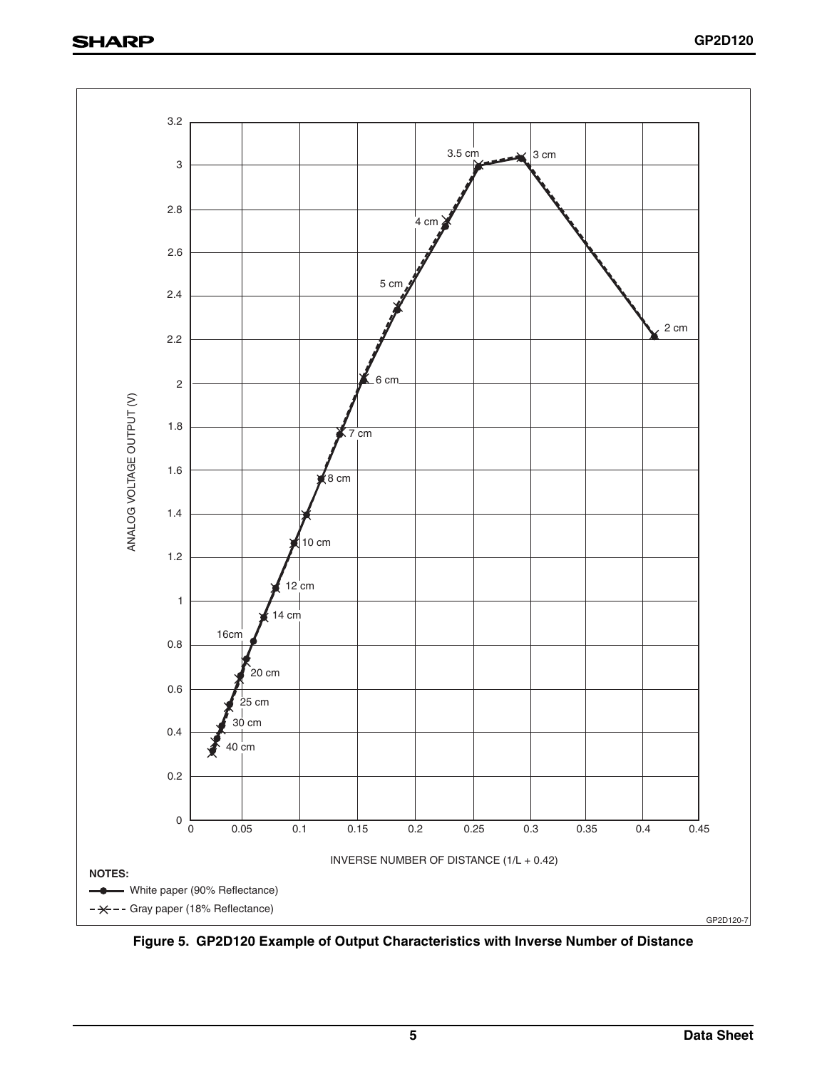Figure 5. GP2D120 Example of Output Characteristics with Inverse Number of Distance

NOTES:

- White paper (90% Reflectance)
- Gray paper (18% Reflectance)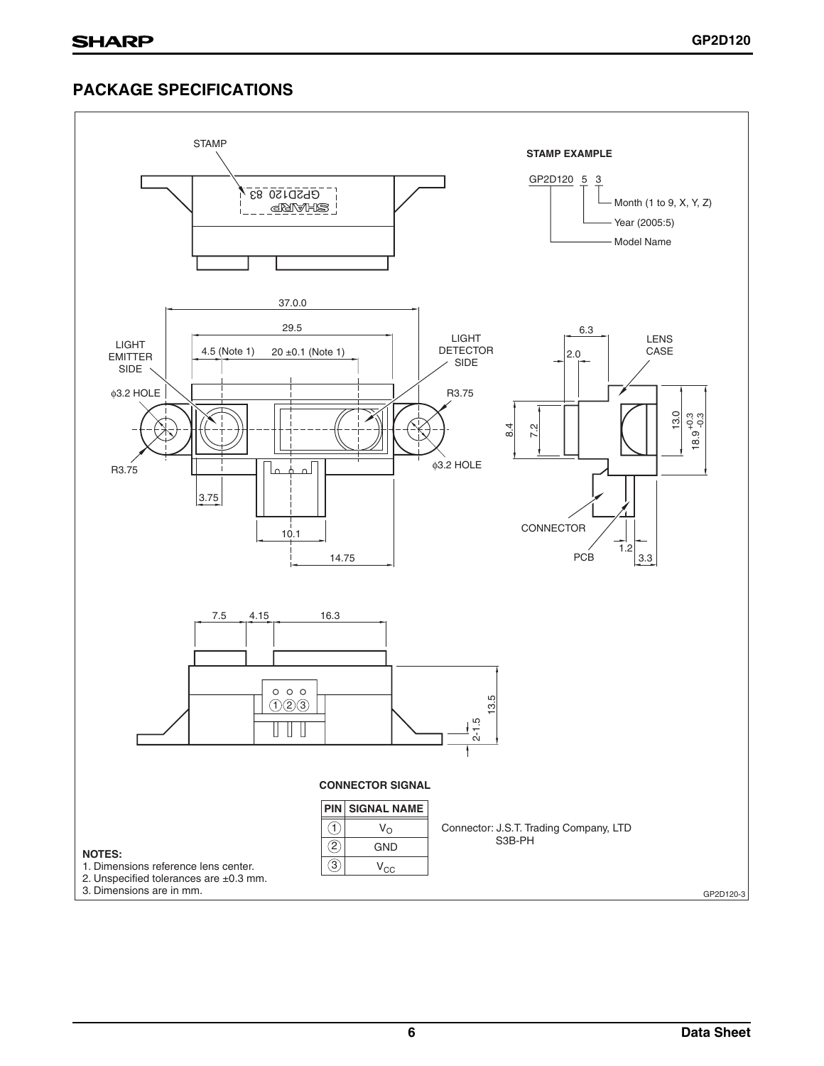## PACKAGE SPECIFICATIONS

STAMP

GP2D120 83
SHARP

**STAMP EXAMPLE**

GP2D120 5 3

- Month (1 to 9, X, Y, Z)
- Year (2005:5)
- Model Name

37.0.0

29.5

4.5 (Note 1) 20 ±0.1 (Note 1)

LIGHT EMITTER SIDE

LIGHT DETECTOR SIDE

φ3.2 HOLE

R3.75

R3.75

φ3.2 HOLE

3.75

10.1

14.75

6.3

2.0

LENS CASE

8.4

7.2

13.0

$18.9^{+0.3}_{-0.3}$

CONNECTOR

PCB

1.2

3.3

7.5 4.15 16.3

13.5

2-1.5

**CONNECTOR SIGNAL**

| PIN | SIGNAL NAME |
|---|---|
| 1 | $V_O$ |
| 2 | GND |
| 3 | $V_{CC}$ |

Connector: J.S.T. Trading Company, LTD
S3B-PH

**NOTES:**

1. Dimensions reference lens center.
2. Unspecified tolerances are ±0.3 mm.
3. Dimensions are in mm.

GP2D120-3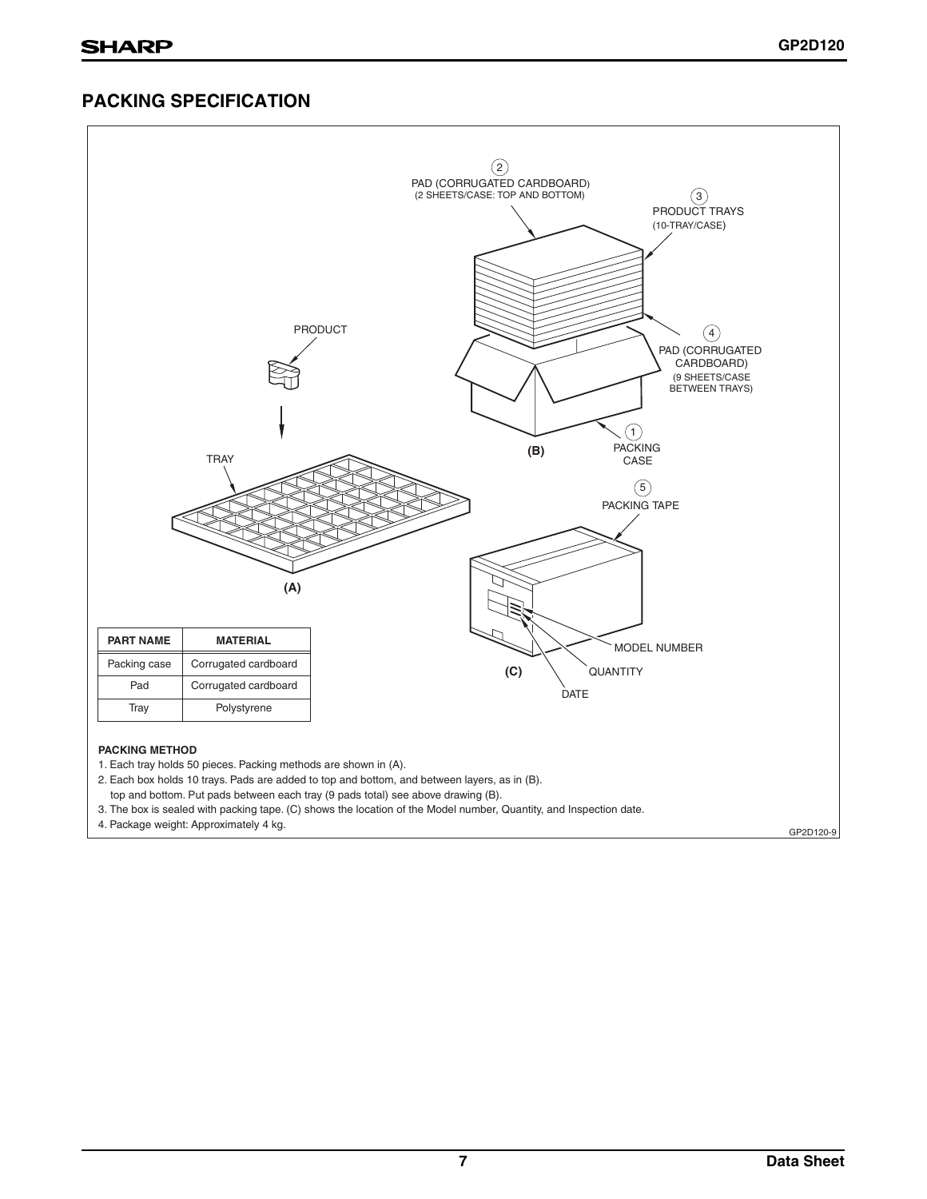## PACKING SPECIFICATION

| PART NAME | MATERIAL |
|---|---|
| Packing case | Corrugated cardboard |
| Pad | Corrugated cardboard |
| Tray | Polystyrene |

**PACKING METHOD**

1. Each tray holds 50 pieces. Packing methods are shown in (A).
2. Each box holds 10 trays. Pads are added to top and bottom, and between layers, as in (B).
   top and bottom. Put pads between each tray (9 pads total) see above drawing (B).
3. The box is sealed with packing tape. (C) shows the location of the Model number, Quantity, and Inspection date.
4. Package weight: Approximately 4 kg.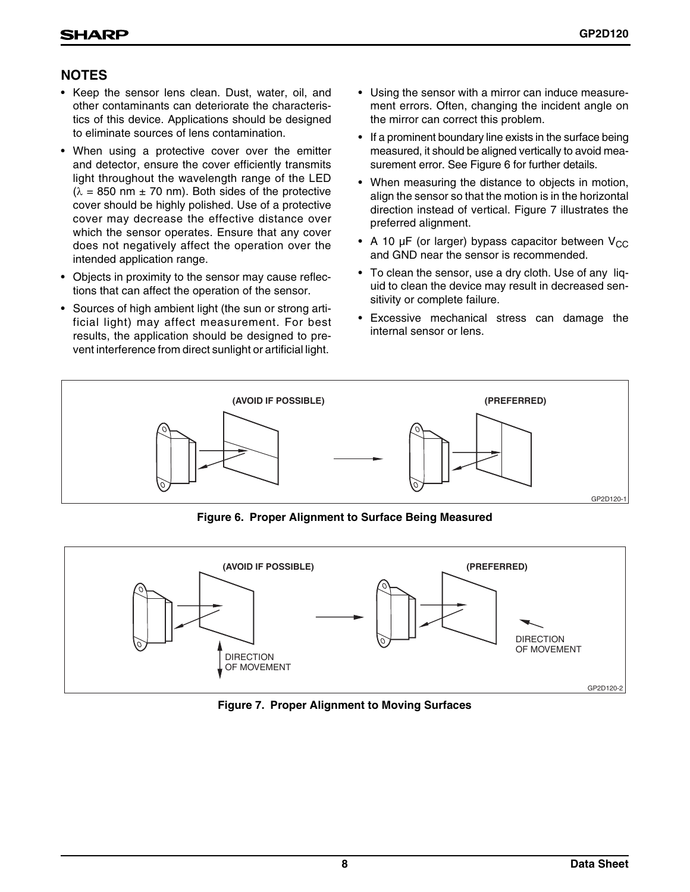## NOTES

- Keep the sensor lens clean. Dust, water, oil, and other contaminants can deteriorate the characteristics of this device. Applications should be designed to eliminate sources of lens contamination.
- When using a protective cover over the emitter and detector, ensure the cover efficiently transmits light throughout the wavelength range of the LED ($\lambda$ = 850 nm ± 70 nm). Both sides of the protective cover should be highly polished. Use of a protective cover may decrease the effective distance over which the sensor operates. Ensure that any cover does not negatively affect the operation over the intended application range.
- Objects in proximity to the sensor may cause reflections that can affect the operation of the sensor.
- Sources of high ambient light (the sun or strong artificial light) may affect measurement. For best results, the application should be designed to prevent interference from direct sunlight or artificial light.
- Using the sensor with a mirror can induce measurement errors. Often, changing the incident angle on the mirror can correct this problem.
- If a prominent boundary line exists in the surface being measured, it should be aligned vertically to avoid measurement error. See Figure 6 for further details.
- When measuring the distance to objects in motion, align the sensor so that the motion is in the horizontal direction instead of vertical. Figure 7 illustrates the preferred alignment.
- A 10 µF (or larger) bypass capacitor between $V_{CC}$ and GND near the sensor is recommended.
- To clean the sensor, use a dry cloth. Use of any liquid to clean the device may result in decreased sensitivity or complete failure.
- Excessive mechanical stress can damage the internal sensor or lens.

(AVOID IF POSSIBLE) (PREFERRED)

GP2D120-1

**Figure 6. Proper Alignment to Surface Being Measured**

(AVOID IF POSSIBLE) (PREFERRED)

DIRECTION OF MOVEMENT

DIRECTION OF MOVEMENT

GP2D120-2

**Figure 7. Proper Alignment to Moving Surfaces**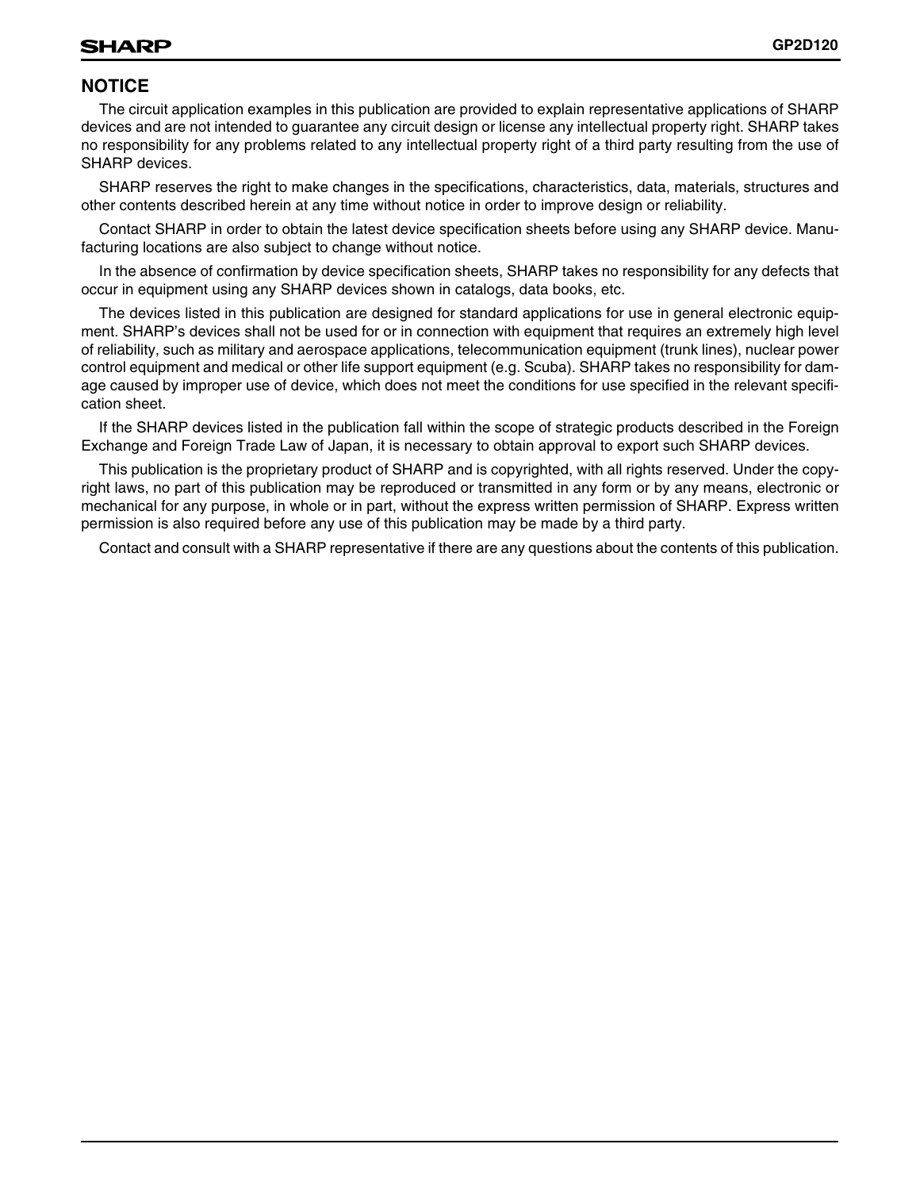## NOTICE

The circuit application examples in this publication are provided to explain representative applications of SHARP devices and are not intended to guarantee any circuit design or license any intellectual property right. SHARP takes no responsibility for any problems related to any intellectual property right of a third party resulting from the use of SHARP devices.

SHARP reserves the right to make changes in the specifications, characteristics, data, materials, structures and other contents described herein at any time without notice in order to improve design or reliability.

Contact SHARP in order to obtain the latest device specification sheets before using any SHARP device. Manufacturing locations are also subject to change without notice.

In the absence of confirmation by device specification sheets, SHARP takes no responsibility for any defects that occur in equipment using any SHARP devices shown in catalogs, data books, etc.

The devices listed in this publication are designed for standard applications for use in general electronic equipment. SHARP's devices shall not be used for or in connection with equipment that requires an extremely high level of reliability, such as military and aerospace applications, telecommunication equipment (trunk lines), nuclear power control equipment and medical or other life support equipment (e.g. Scuba). SHARP takes no responsibility for damage caused by improper use of device, which does not meet the conditions for use specified in the relevant specification sheet.

If the SHARP devices listed in the publication fall within the scope of strategic products described in the Foreign Exchange and Foreign Trade Law of Japan, it is necessary to obtain approval to export such SHARP devices.

This publication is the proprietary product of SHARP and is copyrighted, with all rights reserved. Under the copyright laws, no part of this publication may be reproduced or transmitted in any form or by any means, electronic or mechanical for any purpose, in whole or in part, without the express written permission of SHARP. Express written permission is also required before any use of this publication may be made by a third party.

Contact and consult with a SHARP representative if there are any questions about the contents of this publication.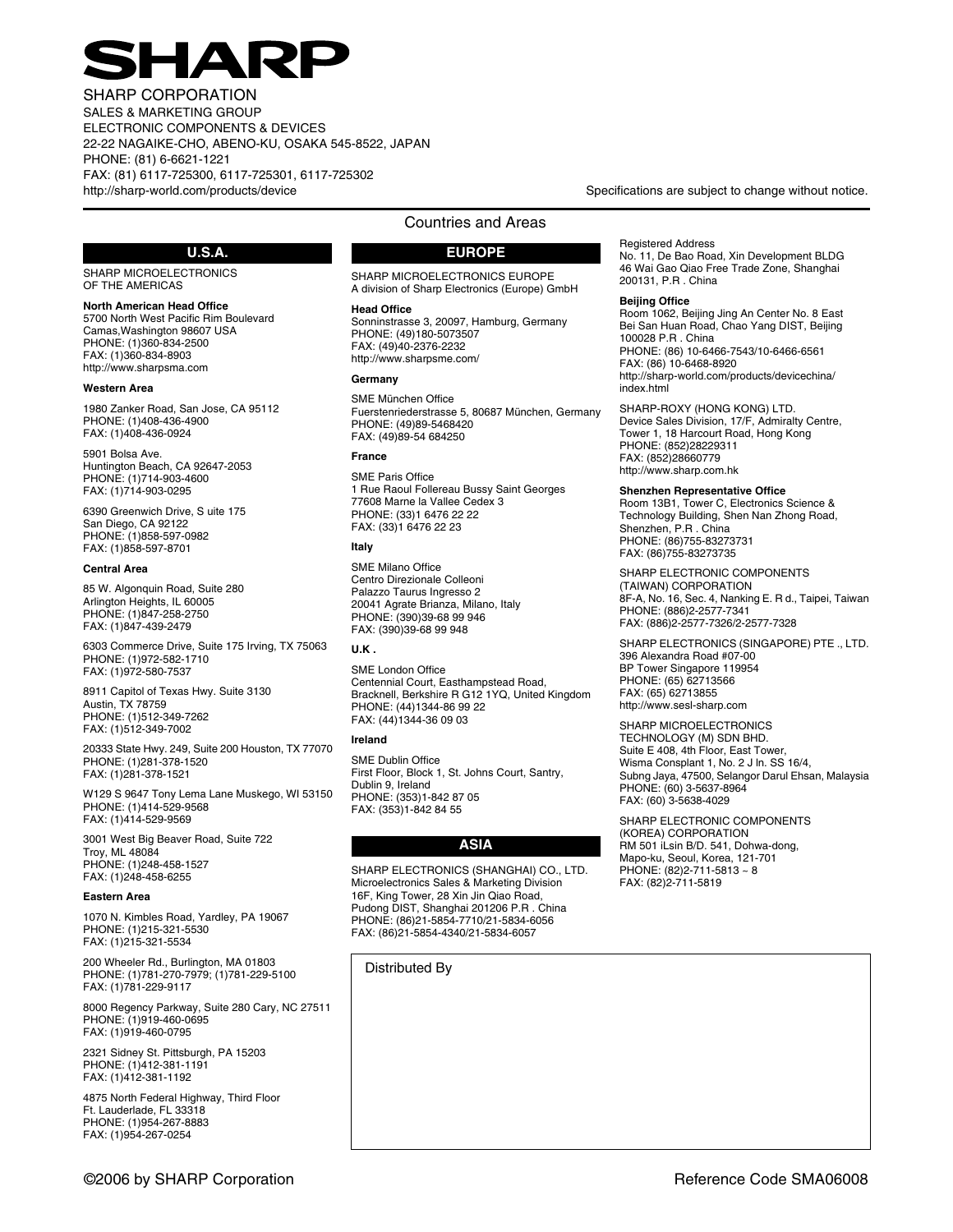# SHARP

SHARP CORPORATION
SALES & MARKETING GROUP
ELECTRONIC COMPONENTS & DEVICES
22-22 NAGAIKE-CHO, ABENO-KU, OSAKA 545-8522, JAPAN
PHONE: (81) 6-6621-1221
FAX: (81) 6117-725300, 6117-725301, 6117-725302
http://sharp-world.com/products/device

Specifications are subject to change without notice.

## Countries and Areas

### U.S.A.

SHARP MICROELECTRONICS
OF THE AMERICAS

**North American Head Office**
5700 North West Pacific Rim Boulevard
Camas,Washington 98607 USA
PHONE: (1)360-834-2500
FAX: (1)360-834-8903
http://www.sharpsma.com

**Western Area**

1980 Zanker Road, San Jose, CA 95112
PHONE: (1)408-436-4900
FAX: (1)408-436-0924

5901 Bolsa Ave.
Huntington Beach, CA 92647-2053
PHONE: (1)714-903-4600
FAX: (1)714-903-0295

6390 Greenwich Drive, S uite 175
San Diego, CA 92122
PHONE: (1)858-597-0982
FAX: (1)858-597-8701

**Central Area**

85 W. Algonquin Road, Suite 280
Arlington Heights, IL 60005
PHONE: (1)847-258-2750
FAX: (1)847-439-2479

6303 Commerce Drive, Suite 175 Irving, TX 75063
PHONE: (1)972-582-1710
FAX: (1)972-580-7537

8911 Capitol of Texas Hwy. Suite 3130
Austin, TX 78759
PHONE: (1)512-349-7262
FAX: (1)512-349-7002

20333 State Hwy. 249, Suite 200 Houston, TX 77070
PHONE: (1)281-378-1520
FAX: (1)281-378-1521

W129 S 9647 Tony Lema Lane Muskego, WI 53150
PHONE: (1)414-529-9568
FAX: (1)414-529-9569

3001 West Big Beaver Road, Suite 722
Troy, ML 48084
PHONE: (1)248-458-1527
FAX: (1)248-458-6255

**Eastern Area**

1070 N. Kimbles Road, Yardley, PA 19067
PHONE: (1)215-321-5530
FAX: (1)215-321-5534

200 Wheeler Rd., Burlington, MA 01803
PHONE: (1)781-270-7979; (1)781-229-5100
FAX: (1)781-229-9117

8000 Regency Parkway, Suite 280 Cary, NC 27511
PHONE: (1)919-460-0695
FAX: (1)919-460-0795

2321 Sidney St. Pittsburgh, PA 15203
PHONE: (1)412-381-1191
FAX: (1)412-381-1192

4875 North Federal Highway, Third Floor
Ft. Lauderlade, FL 33318
PHONE: (1)954-267-8883
FAX: (1)954-267-0254

### EUROPE

SHARP MICROELECTRONICS EUROPE
A division of Sharp Electronics (Europe) GmbH

**Head Office**
Sonninstrasse 3, 20097, Hamburg, Germany
PHONE: (49)180-5073507
FAX: (49)40-2376-2232
http://www.sharpsme.com/

**Germany**

SME München Office
Fuerstenriederstrasse 5, 80687 München, Germany
PHONE: (49)89-5468420
FAX: (49)89-54 684250

**France**

SME Paris Office
1 Rue Raoul Follereau Bussy Saint Georges
77608 Marne la Vallee Cedex 3
PHONE: (33)1 6476 22 22
FAX: (33)1 6476 22 23

**Italy**

SME Milano Office
Centro Direzionale Colleoni
Palazzo Taurus Ingresso 2
20041 Agrate Brianza, Milano, Italy
PHONE: (390)39-68 99 946
FAX: (390)39-68 99 948

**U.K .**

SME London Office
Centennial Court, Easthampstead Road,
Bracknell, Berkshire R G12 1YQ, United Kingdom
PHONE: (44)1344-86 99 22
FAX: (44)1344-36 09 03

**Ireland**

SME Dublin Office
First Floor, Block 1, St. Johns Court, Santry,
Dublin 9, Ireland
PHONE: (353)1-842 87 05
FAX: (353)1-842 84 55

### ASIA

SHARP ELECTRONICS (SHANGHAI) CO., LTD.
Microelectronics Sales & Marketing Division
16F, King Tower, 28 Xin Jin Qiao Road,
Pudong DIST, Shanghai 201206 P.R . China
PHONE: (86)21-5854-7710/21-5834-6056
FAX: (86)21-5854-4340/21-5834-6057

Registered Address
No. 11, De Bao Road, Xin Development BLDG
46 Wai Gao Qiao Free Trade Zone, Shanghai
200131, P.R . China

**Beijing Office**
Room 1062, Beijing Jing An Center No. 8 East
Bei San Huan Road, Chao Yang DIST, Beijing
100028 P.R . China
PHONE: (86) 10-6466-7543/10-6466-6561
FAX: (86) 10-6468-8920
http://sharp-world.com/products/devicechina/index.html

SHARP-ROXY (HONG KONG) LTD.
Device Sales Division, 17/F, Admiralty Centre,
Tower 1, 18 Harcourt Road, Hong Kong
PHONE: (852)28229311
FAX: (852)28660779
http://www.sharp.com.hk

**Shenzhen Representative Office**
Room 13B1, Tower C, Electronics Science &
Technology Building, Shen Nan Zhong Road,
Shenzhen, P.R . China
PHONE: (86)755-83273731
FAX: (86)755-83273735

SHARP ELECTRONIC COMPONENTS
(TAIWAN) CORPORATION
8F-A, No. 16, Sec. 4, Nanking E. R d., Taipei, Taiwan
PHONE: (886)2-2577-7341
FAX: (886)2-2577-7326/2-2577-7328

SHARP ELECTRONICS (SINGAPORE) PTE ., LTD.
396 Alexandra Road #07-00
BP Tower Singapore 119954
PHONE: (65) 62713566
FAX: (65) 62713855
http://www.sesl-sharp.com

SHARP MICROELECTRONICS
TECHNOLOGY (M) SDN BHD.
Suite E 408, 4th Floor, East Tower,
Wisma Consplant 1, No. 2 J ln. SS 16/4,
Subng Jaya, 47500, Selangor Darul Ehsan, Malaysia
PHONE: (60) 3-5637-8964
FAX: (60) 3-5638-4029

SHARP ELECTRONIC COMPONENTS
(KOREA) CORPORATION
RM 501 iLsin B/D. 541, Dohwa-dong,
Mapo-ku, Seoul, Korea, 121-701
PHONE: (82)2-711-5813 ~ 8
FAX: (82)2-711-5819

Distributed By

©2006 by SHARP Corporation

Reference Code SMA06008